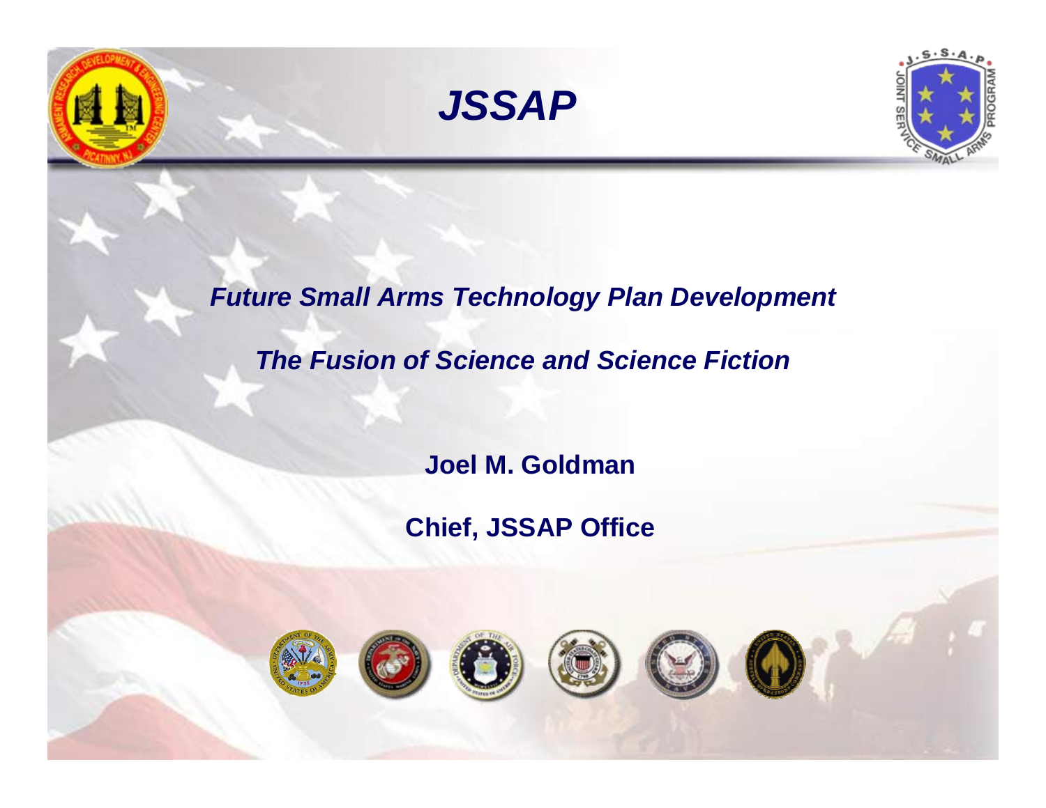# JSSAP

## *Future Small Arms Technology Plan Development*

## *The Fusion of Science and Science Fiction*

**Joel M. Goldman**

**Chief, JSSAP Office**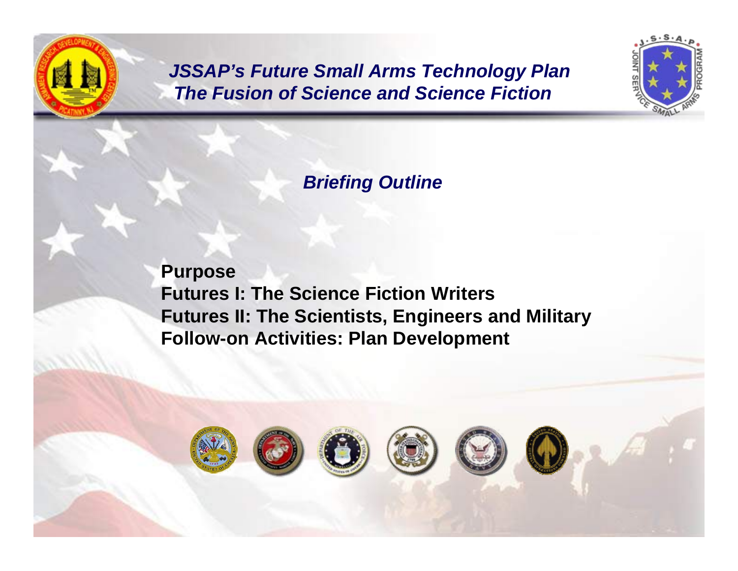# *JSSAP's Future Small Arms Technology Plan*
# *The Fusion of Science and Science Fiction*

## *Briefing Outline*

**Purpose**
**Futures I: The Science Fiction Writers**
**Futures II: The Scientists, Engineers and Military**
**Follow-on Activities: Plan Development**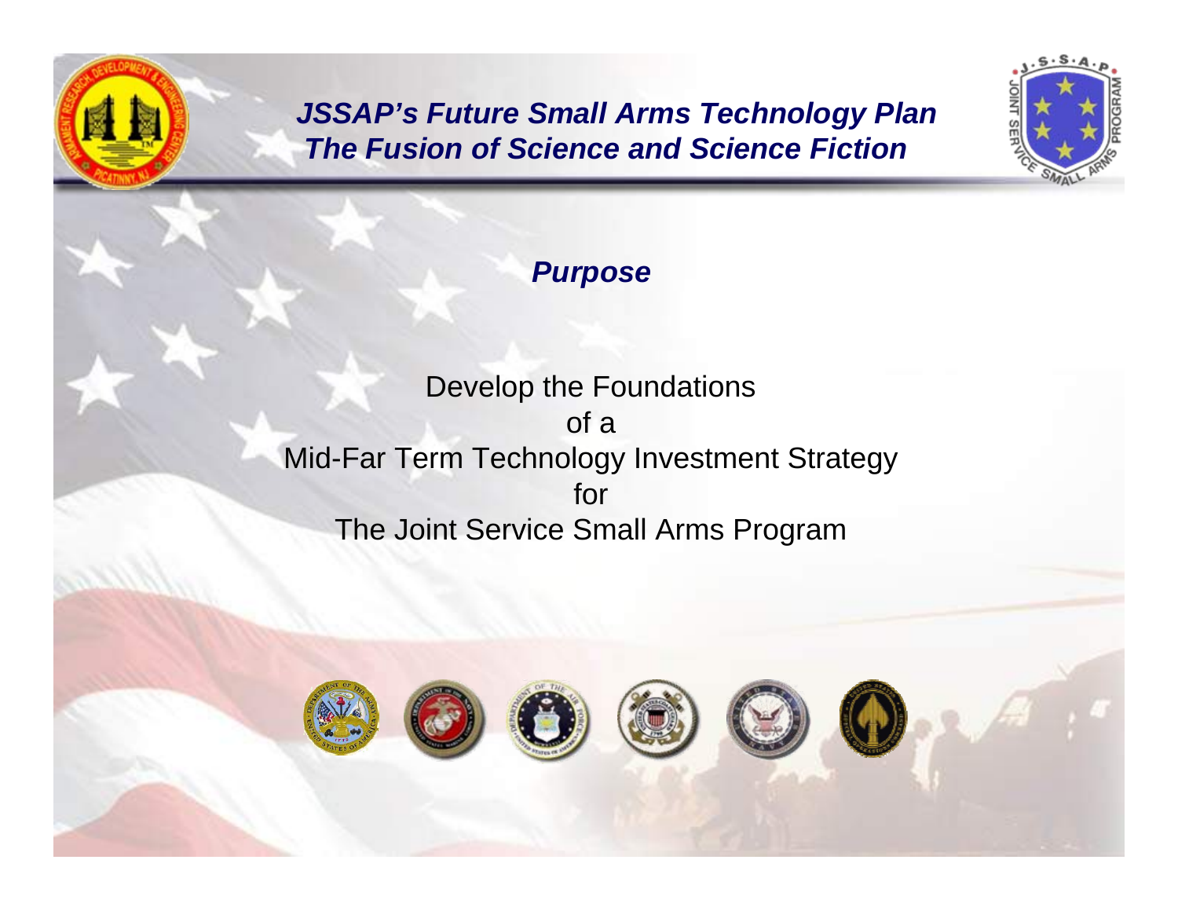# JSSAP's Future Small Arms Technology Plan
## The Fusion of Science and Science Fiction

### *Purpose*

Develop the Foundations
of a
Mid-Far Term Technology Investment Strategy
for
The Joint Service Small Arms Program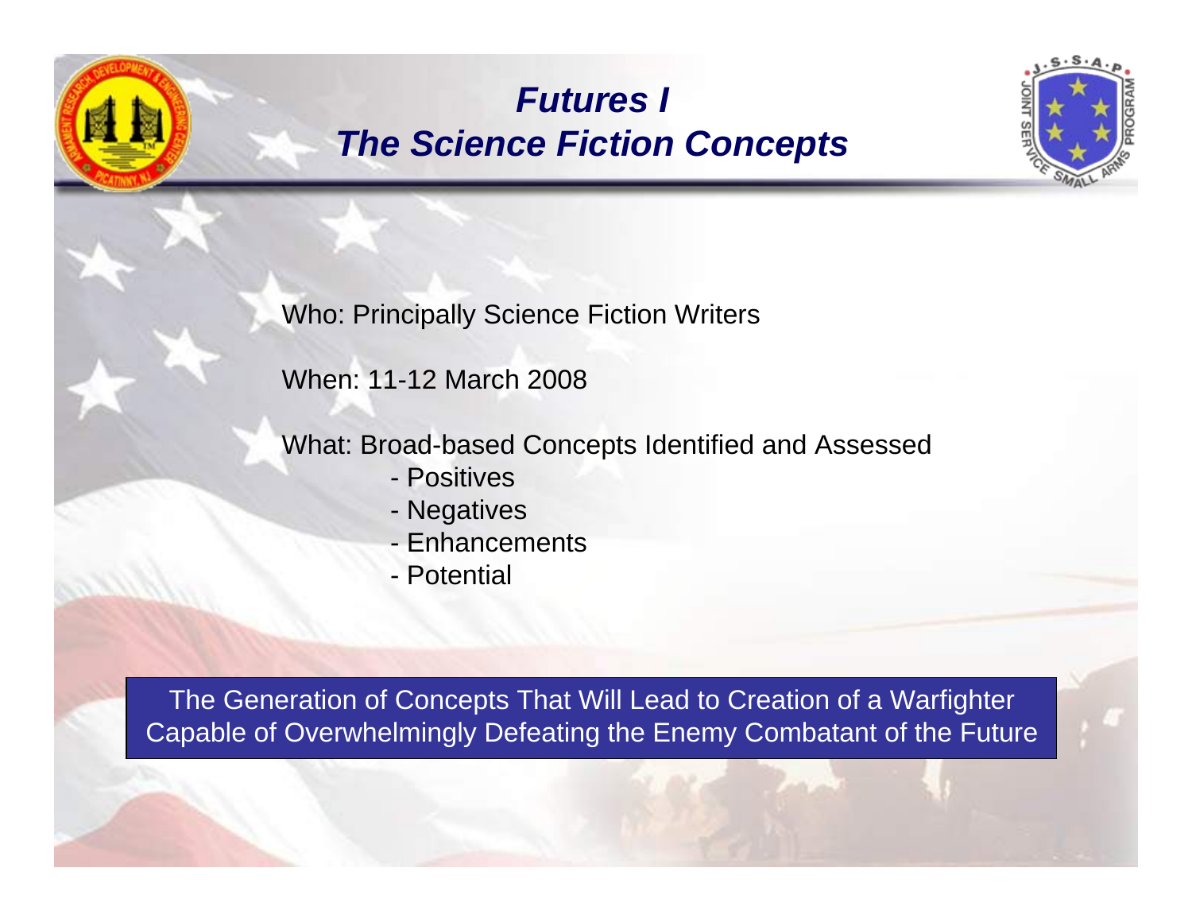# *Futures I*
# *The Science Fiction Concepts*

Who: Principally Science Fiction Writers

When: 11-12 March 2008

What: Broad-based Concepts Identified and Assessed

- Positives
- Negatives
- Enhancements
- Potential

The Generation of Concepts That Will Lead to Creation of a Warfighter Capable of Overwhelmingly Defeating the Enemy Combatant of the Future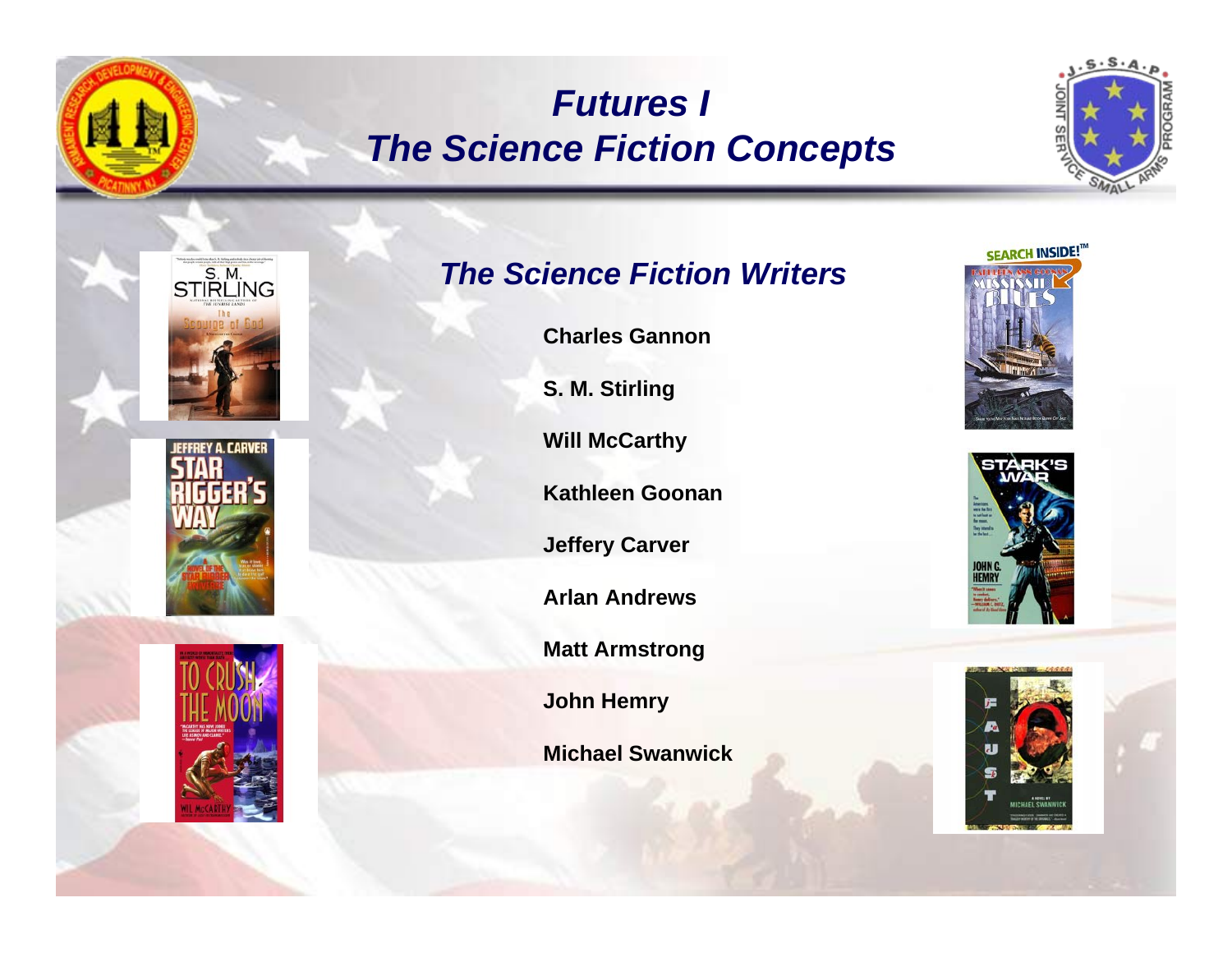# *Futures I*
# *The Science Fiction Concepts*

## *The Science Fiction Writers*

**Charles Gannon**

**S. M. Stirling**

**Will McCarthy**

**Kathleen Goonan**

**Jeffery Carver**

**Arlan Andrews**

**Matt Armstrong**

**John Hemry**

**Michael Swanwick**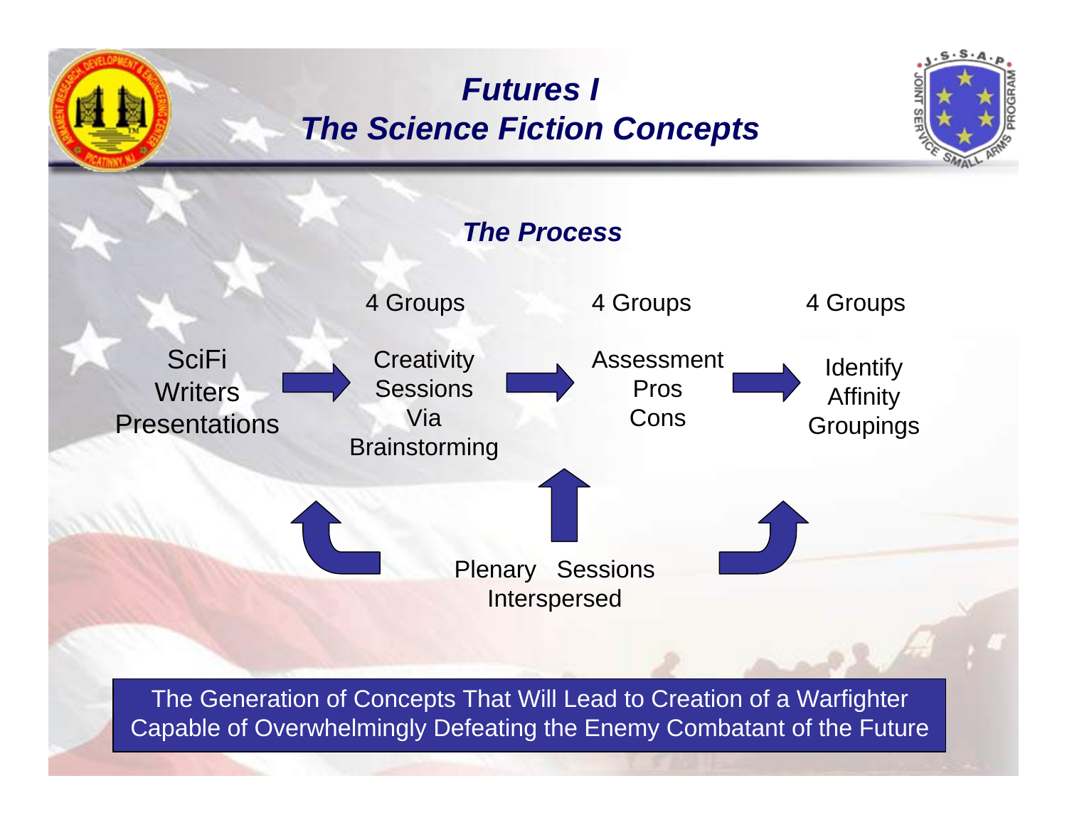# *Futures I*
# *The Science Fiction Concepts*

## *The Process*

SciFi Writers Presentations → Creativity Sessions Via Brainstorming → Assessment Pros Cons → Identify Affinity Groupings

| SciFi Writers Presentations | 4 Groups | 4 Groups | 4 Groups |
|---|---|---|---|
| | Creativity Sessions Via Brainstorming | Assessment Pros Cons | Identify Affinity Groupings |

Plenary Sessions Interspersed

The Generation of Concepts That Will Lead to Creation of a Warfighter Capable of Overwhelmingly Defeating the Enemy Combatant of the Future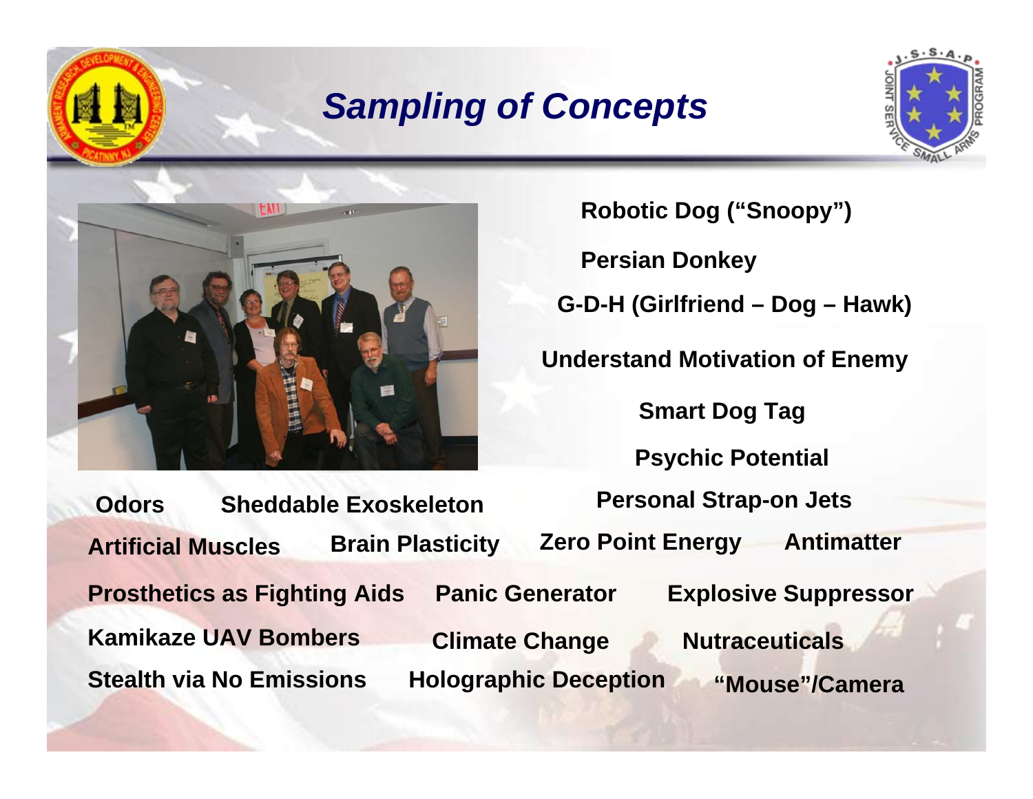# *Sampling of Concepts*

**Robotic Dog ("Snoopy")**

**Persian Donkey**

**G-D-H (Girlfriend – Dog – Hawk)**

**Understand Motivation of Enemy**

**Smart Dog Tag**

**Psychic Potential**

**Odors** **Sheddable Exoskeleton** **Personal Strap-on Jets**

**Artificial Muscles** **Brain Plasticity** **Zero Point Energy** **Antimatter**

**Prosthetics as Fighting Aids** **Panic Generator** **Explosive Suppressor**

**Kamikaze UAV Bombers** **Climate Change** **Nutraceuticals**

**Stealth via No Emissions** **Holographic Deception** **"Mouse"/Camera**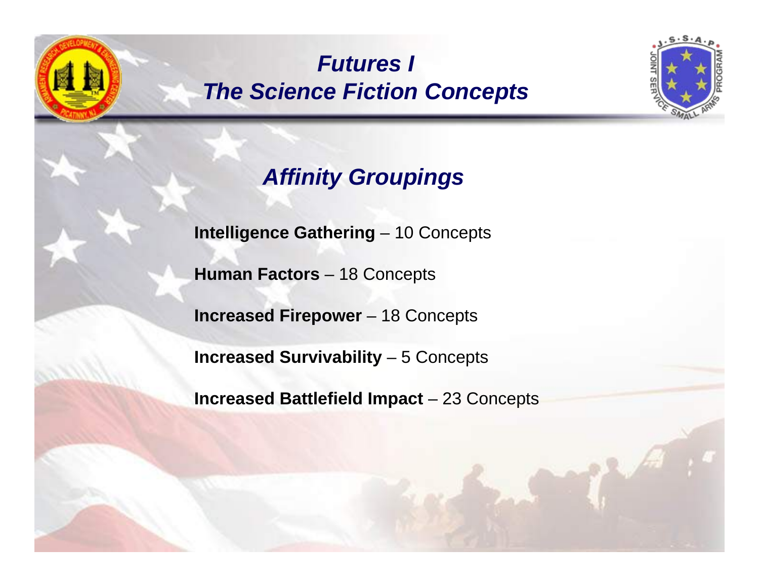# *Futures I*
# *The Science Fiction Concepts*

## *Affinity Groupings*

**Intelligence Gathering** – 10 Concepts

**Human Factors** – 18 Concepts

**Increased Firepower** – 18 Concepts

**Increased Survivability** – 5 Concepts

**Increased Battlefield Impact** – 23 Concepts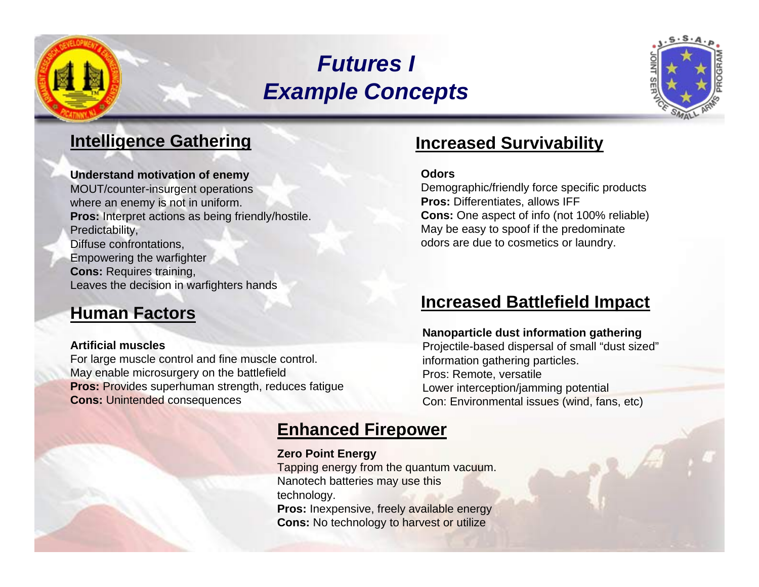# *Futures I*
# *Example Concepts*

## Intelligence Gathering

**Understand motivation of enemy**
MOUT/counter-insurgent operations where an enemy is not in uniform.
**Pros:** Interpret actions as being friendly/hostile.
Predictability,
Diffuse confrontations,
Empowering the warfighter
**Cons:** Requires training,
Leaves the decision in warfighters hands

## Human Factors

**Artificial muscles**
For large muscle control and fine muscle control.
May enable microsurgery on the battlefield
**Pros:** Provides superhuman strength, reduces fatigue
**Cons:** Unintended consequences

## Increased Survivability

**Odors**
Demographic/friendly force specific products
**Pros:** Differentiates, allows IFF
**Cons:** One aspect of info (not 100% reliable)
May be easy to spoof if the predominate odors are due to cosmetics or laundry.

## Increased Battlefield Impact

**Nanoparticle dust information gathering**
Projectile-based dispersal of small "dust sized" information gathering particles.
Pros: Remote, versatile
Lower interception/jamming potential
Con: Environmental issues (wind, fans, etc)

## Enhanced Firepower

**Zero Point Energy**
Tapping energy from the quantum vacuum.
Nanotech batteries may use this technology.
**Pros:** Inexpensive, freely available energy
**Cons:** No technology to harvest or utilize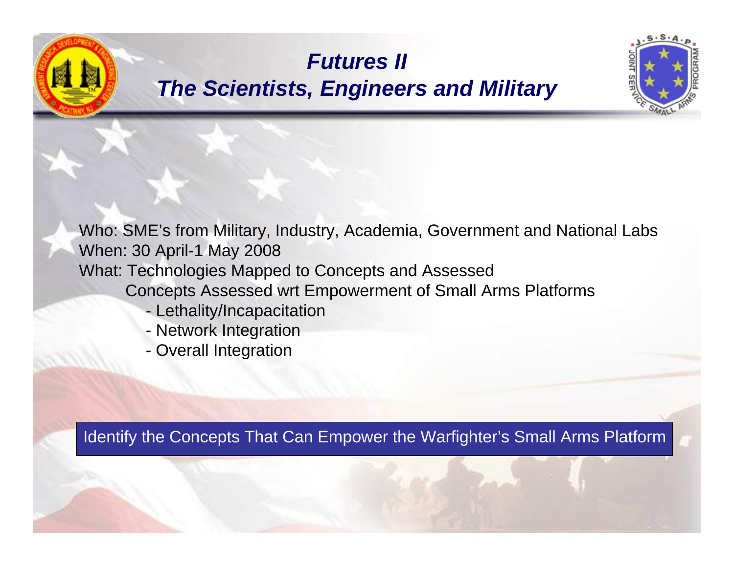# *Futures II*
## *The Scientists, Engineers and Military*

Who: SME's from Military, Industry, Academia, Government and National Labs
When: 30 April-1 May 2008
What: Technologies Mapped to Concepts and Assessed
Concepts Assessed wrt Empowerment of Small Arms Platforms

- Lethality/Incapacitation
- Network Integration
- Overall Integration

Identify the Concepts That Can Empower the Warfighter's Small Arms Platform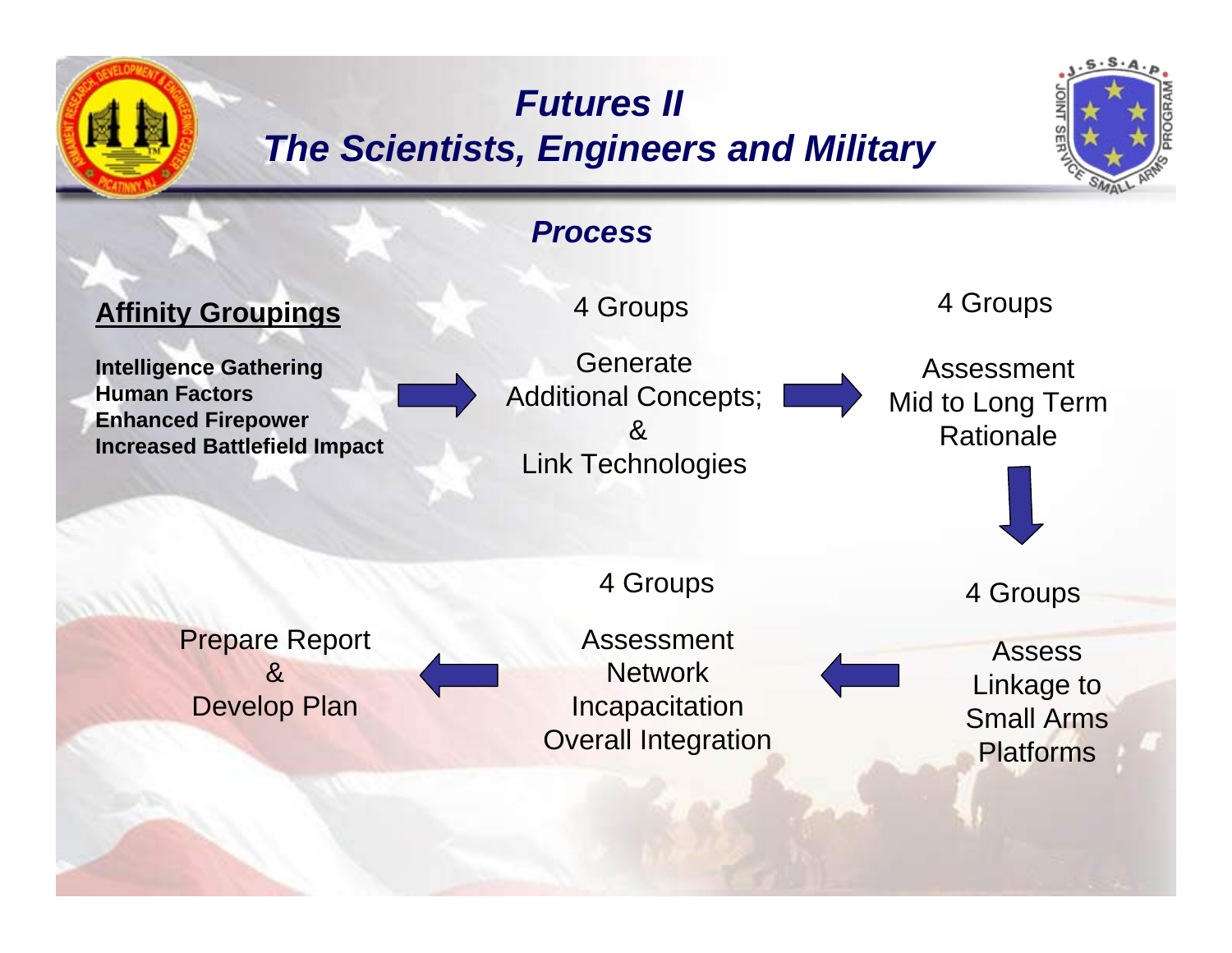# *Futures II*
# *The Scientists, Engineers and Military*

## *Process*

**Affinity Groupings**

**Intelligence Gathering**
**Human Factors**
**Enhanced Firepower**
**Increased Battlefield Impact**

→

4 Groups

Generate
Additional Concepts;
&
Link Technologies

→

4 Groups

Assessment
Mid to Long Term
Rationale

↓

4 Groups

Assess
Linkage to
Small Arms
Platforms

←

4 Groups

Assessment
Network
Incapacitation
Overall Integration

←

Prepare Report
&
Develop Plan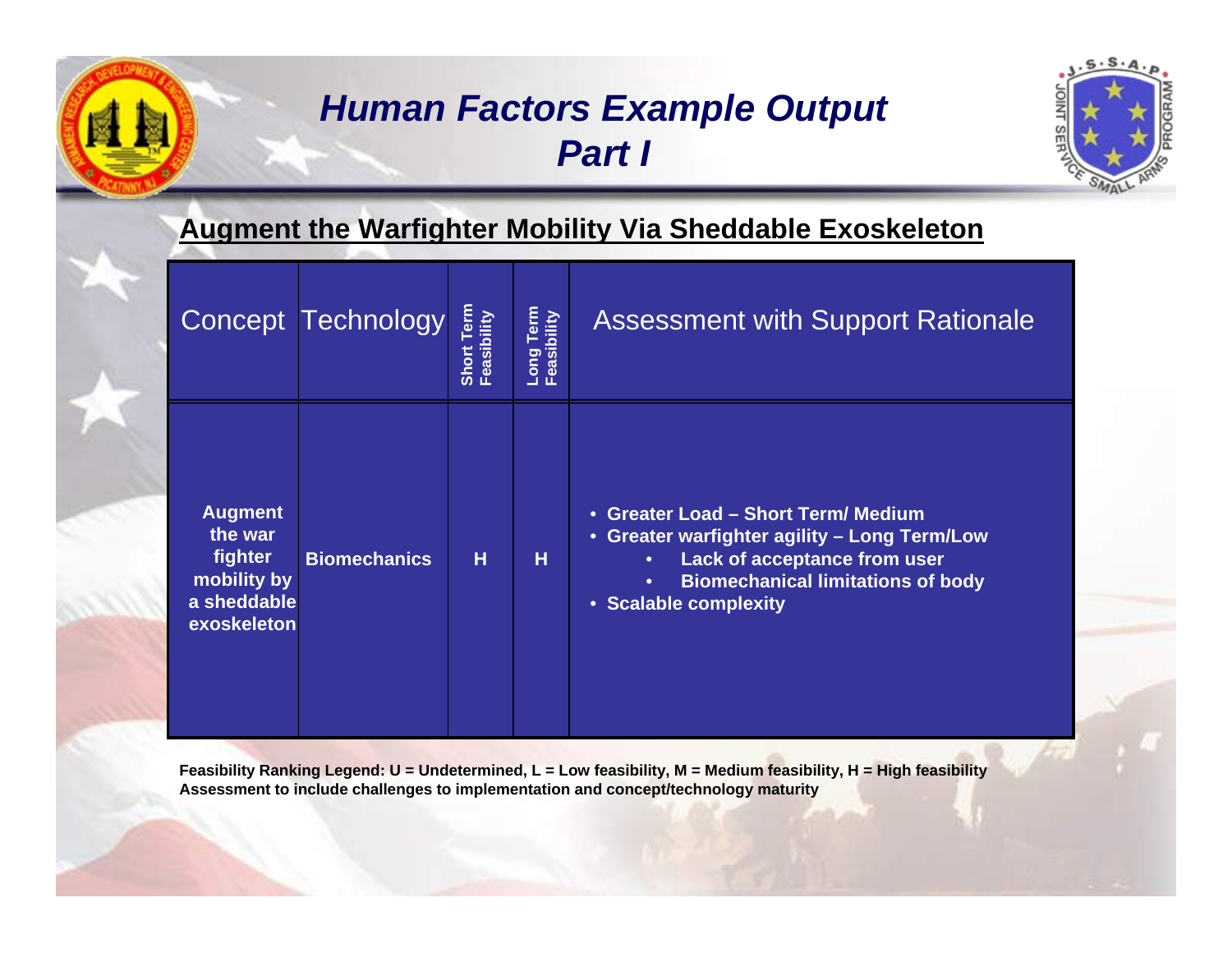# *Human Factors Example Output Part I*

## Augment the Warfighter Mobility Via Sheddable Exoskeleton

| Concept | Technology | Short Term Feasibility | Long Term Feasibility | Assessment with Support Rationale |
|---|---|---|---|---|
| **Augment the war fighter mobility by a sheddable exoskeleton** | **Biomechanics** | **H** | **H** | • **Greater Load – Short Term/ Medium** <br> • **Greater warfighter agility – Long Term/Low** <br> &nbsp;&nbsp;&nbsp;&nbsp;• **Lack of acceptance from user** <br> &nbsp;&nbsp;&nbsp;&nbsp;• **Biomechanical limitations of body** <br> • **Scalable complexity** |

**Feasibility Ranking Legend: U = Undetermined, L = Low feasibility, M = Medium feasibility, H = High feasibility**
**Assessment to include challenges to implementation and concept/technology maturity**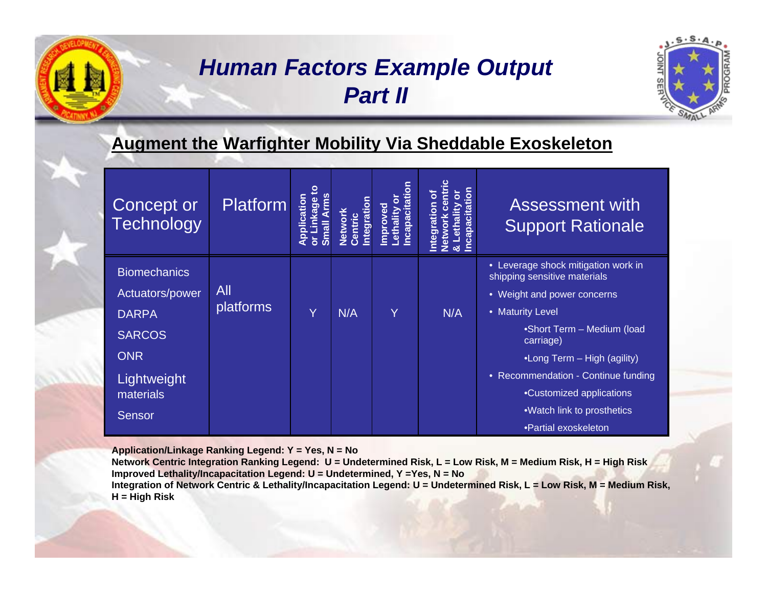# *Human Factors Example Output Part II*

## Augment the Warfighter Mobility Via Sheddable Exoskeleton

| Concept or Technology | Platform | Application or Linkage to Small Arms | Network Centric Integration | Improved Lethality or Incapacitation | Integration of Network centric & Lethality or Incapacitation | Assessment with Support Rationale |
|---|---|---|---|---|---|---|
| Biomechanics<br>Actuators/power<br>DARPA<br>SARCOS<br>ONR<br>Lightweight materials<br>Sensor | All platforms | Y | N/A | Y | N/A | • Leverage shock mitigation work in shipping sensitive materials<br>• Weight and power concerns<br>• Maturity Level<br>•Short Term – Medium (load carriage)<br>•Long Term – High (agility)<br>• Recommendation - Continue funding<br>•Customized applications<br>•Watch link to prosthetics<br>•Partial exoskeleton |

**Application/Linkage Ranking Legend: Y = Yes, N = No**
**Network Centric Integration Ranking Legend: U = Undetermined Risk, L = Low Risk, M = Medium Risk, H = High Risk**
**Improved Lethality/Incapacitation Legend: U = Undetermined, Y =Yes, N = No**
**Integration of Network Centric & Lethality/Incapacitation Legend: U = Undetermined Risk, L = Low Risk, M = Medium Risk, H = High Risk**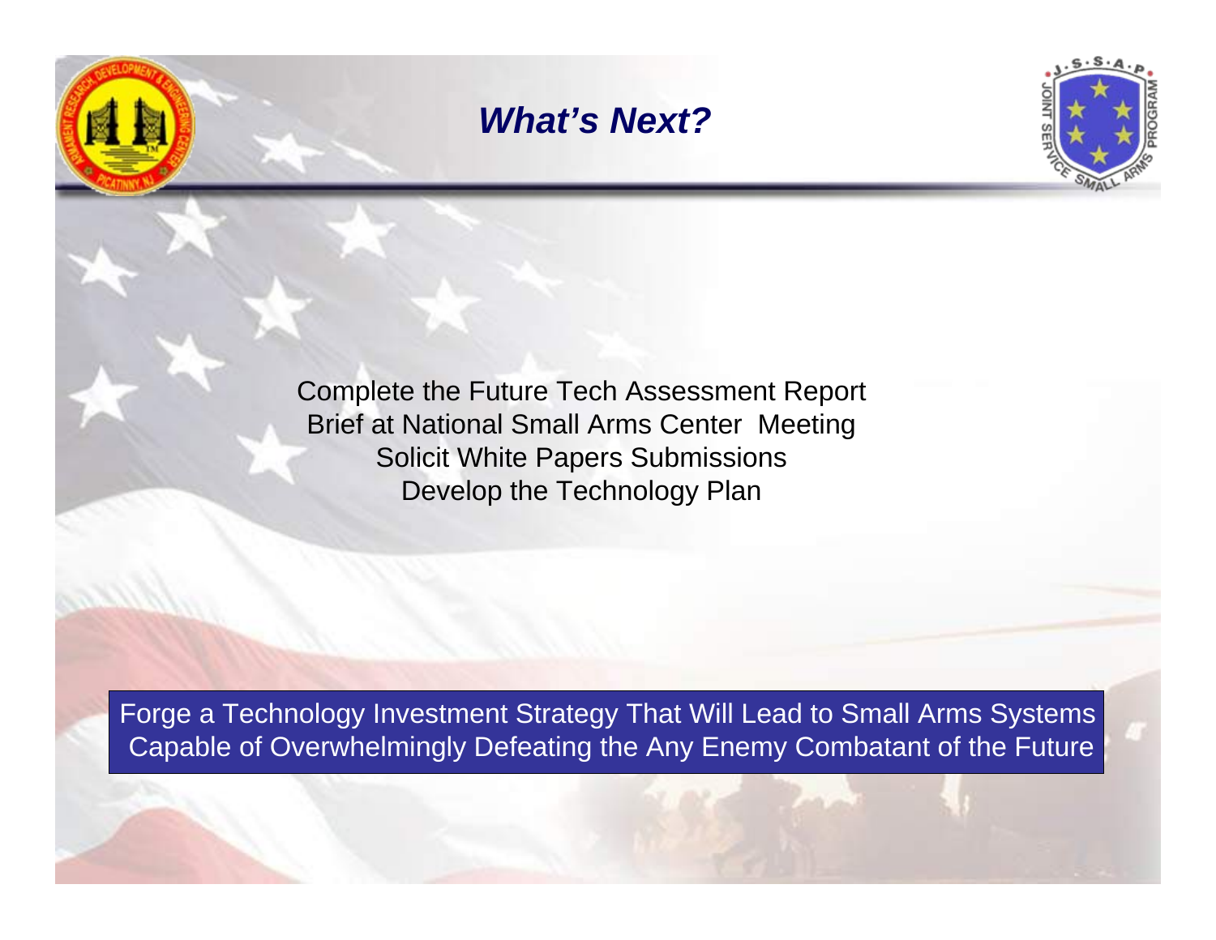# *What's Next?*

Complete the Future Tech Assessment Report
Brief at National Small Arms Center Meeting
Solicit White Papers Submissions
Develop the Technology Plan

Forge a Technology Investment Strategy That Will Lead to Small Arms Systems Capable of Overwhelmingly Defeating the Any Enemy Combatant of the Future